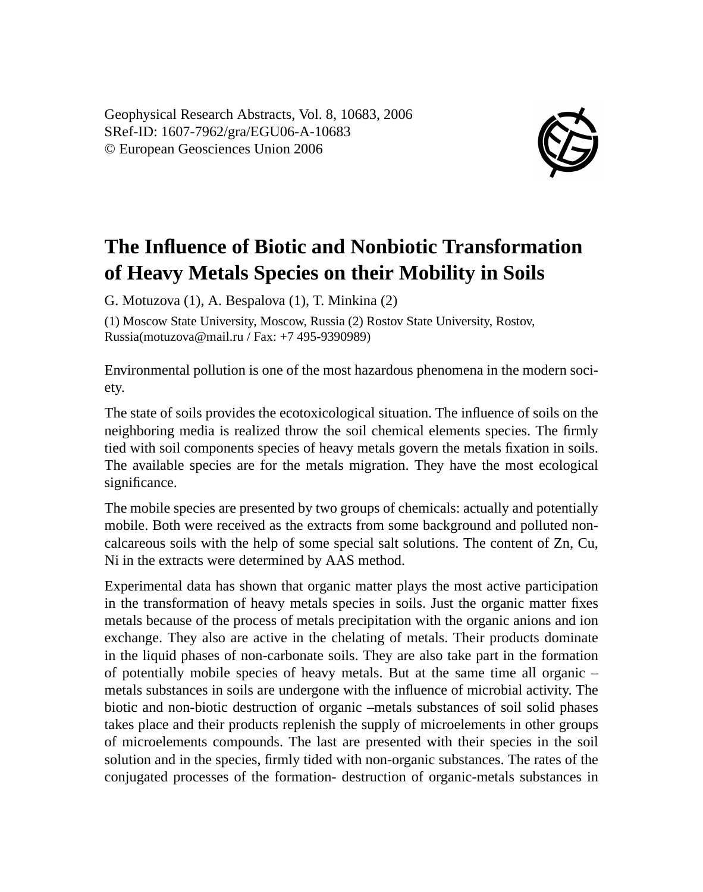Geophysical Research Abstracts, Vol. 8, 10683, 2006
SRef-ID: 1607-7962/gra/EGU06-A-10683
© European Geosciences Union 2006

# The Influence of Biotic and Nonbiotic Transformation of Heavy Metals Species on their Mobility in Soils

G. Motuzova (1), A. Bespalova (1), T. Minkina (2)

(1) Moscow State University, Moscow, Russia (2) Rostov State University, Rostov, Russia(motuzova@mail.ru / Fax: +7 495-9390989)

Environmental pollution is one of the most hazardous phenomena in the modern society.

The state of soils provides the ecotoxicological situation. The influence of soils on the neighboring media is realized throw the soil chemical elements species. The firmly tied with soil components species of heavy metals govern the metals fixation in soils. The available species are for the metals migration. They have the most ecological significance.

The mobile species are presented by two groups of chemicals: actually and potentially mobile. Both were received as the extracts from some background and polluted non-calcareous soils with the help of some special salt solutions. The content of Zn, Cu, Ni in the extracts were determined by AAS method.

Experimental data has shown that organic matter plays the most active participation in the transformation of heavy metals species in soils. Just the organic matter fixes metals because of the process of metals precipitation with the organic anions and ion exchange. They also are active in the chelating of metals. Their products dominate in the liquid phases of non-carbonate soils. They are also take part in the formation of potentially mobile species of heavy metals. But at the same time all organic – metals substances in soils are undergone with the influence of microbial activity. The biotic and non-biotic destruction of organic –metals substances of soil solid phases takes place and their products replenish the supply of microelements in other groups of microelements compounds. The last are presented with their species in the soil solution and in the species, firmly tided with non-organic substances. The rates of the conjugated processes of the formation- destruction of organic-metals substances in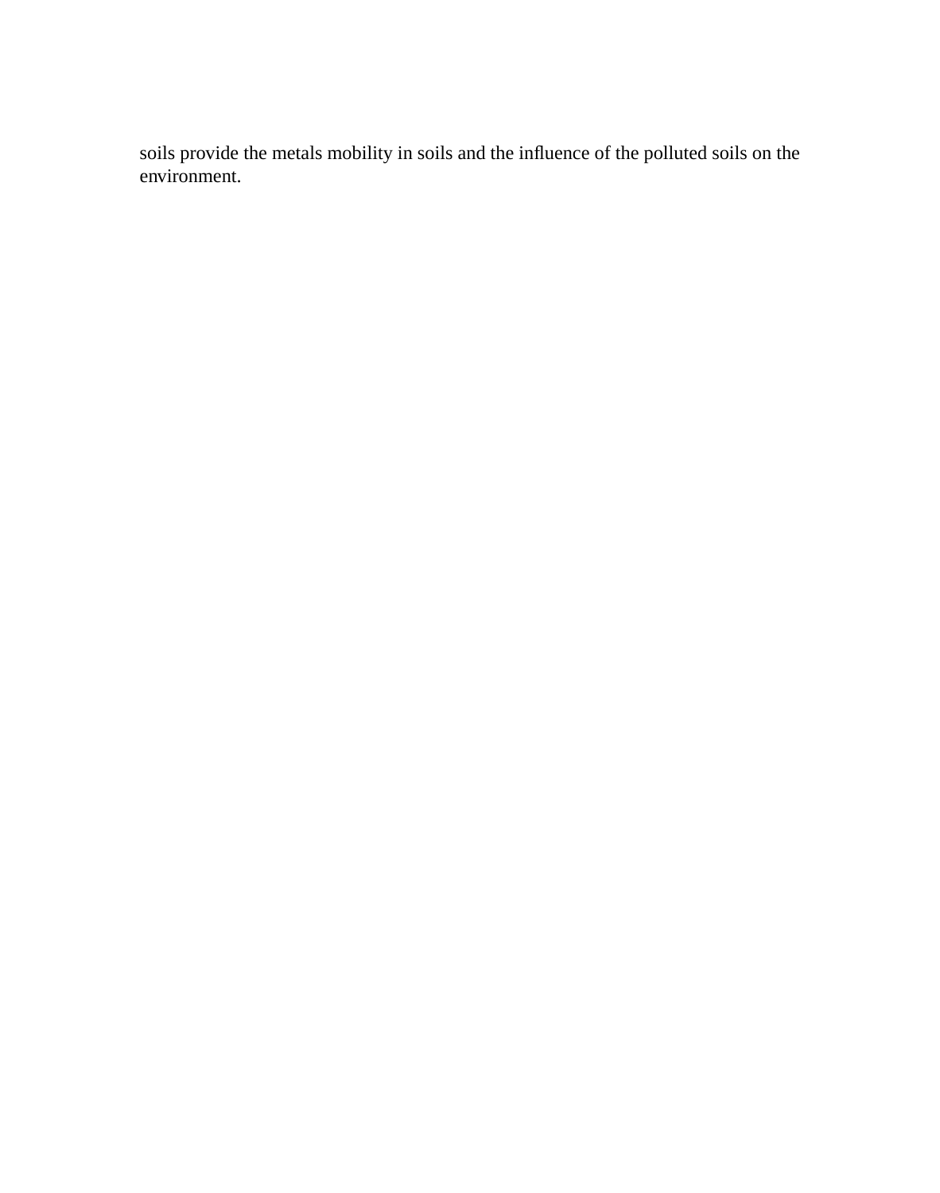soils provide the metals mobility in soils and the influence of the polluted soils on the environment.